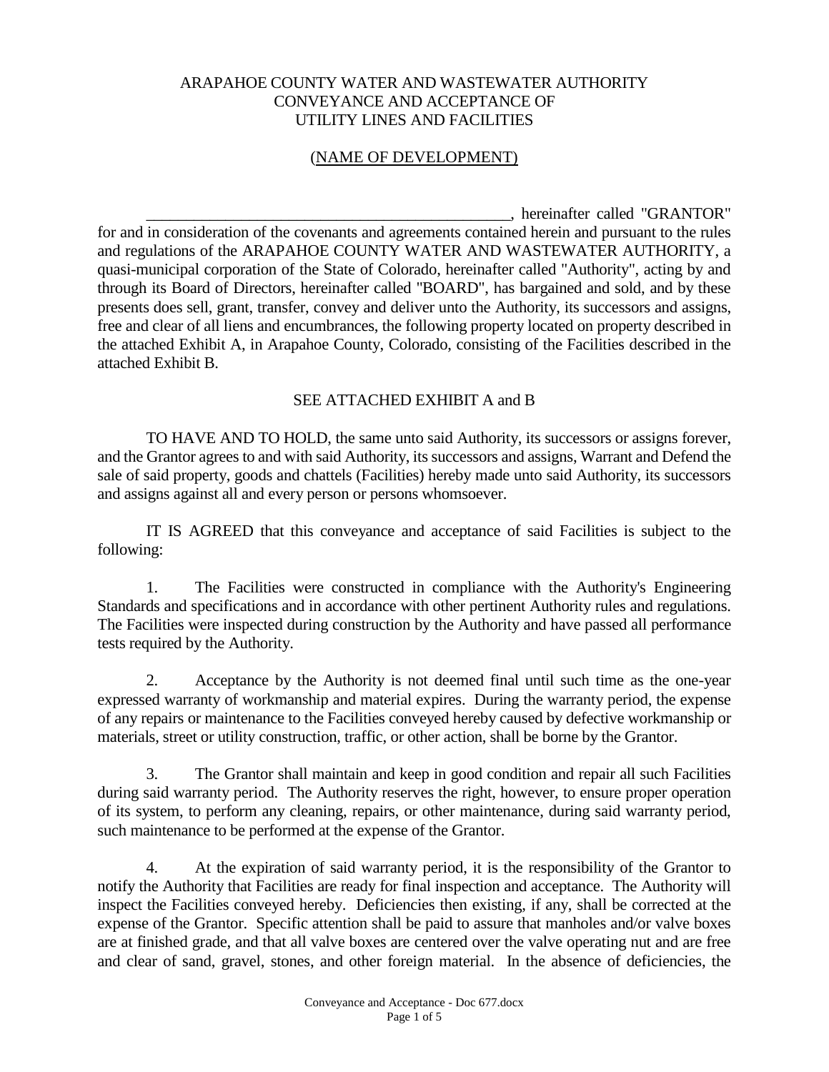# ARAPAHOE COUNTY WATER AND WASTEWATER AUTHORITY
# CONVEYANCE AND ACCEPTANCE OF
# UTILITY LINES AND FACILITIES

## (NAME OF DEVELOPMENT)

______________________________________________, hereinafter called "GRANTOR" for and in consideration of the covenants and agreements contained herein and pursuant to the rules and regulations of the ARAPAHOE COUNTY WATER AND WASTEWATER AUTHORITY, a quasi-municipal corporation of the State of Colorado, hereinafter called "Authority", acting by and through its Board of Directors, hereinafter called "BOARD", has bargained and sold, and by these presents does sell, grant, transfer, convey and deliver unto the Authority, its successors and assigns, free and clear of all liens and encumbrances, the following property located on property described in the attached Exhibit A, in Arapahoe County, Colorado, consisting of the Facilities described in the attached Exhibit B.

SEE ATTACHED EXHIBIT A and B

TO HAVE AND TO HOLD, the same unto said Authority, its successors or assigns forever, and the Grantor agrees to and with said Authority, its successors and assigns, Warrant and Defend the sale of said property, goods and chattels (Facilities) hereby made unto said Authority, its successors and assigns against all and every person or persons whomsoever.

IT IS AGREED that this conveyance and acceptance of said Facilities is subject to the following:

1. The Facilities were constructed in compliance with the Authority's Engineering Standards and specifications and in accordance with other pertinent Authority rules and regulations. The Facilities were inspected during construction by the Authority and have passed all performance tests required by the Authority.

2. Acceptance by the Authority is not deemed final until such time as the one-year expressed warranty of workmanship and material expires. During the warranty period, the expense of any repairs or maintenance to the Facilities conveyed hereby caused by defective workmanship or materials, street or utility construction, traffic, or other action, shall be borne by the Grantor.

3. The Grantor shall maintain and keep in good condition and repair all such Facilities during said warranty period. The Authority reserves the right, however, to ensure proper operation of its system, to perform any cleaning, repairs, or other maintenance, during said warranty period, such maintenance to be performed at the expense of the Grantor.

4. At the expiration of said warranty period, it is the responsibility of the Grantor to notify the Authority that Facilities are ready for final inspection and acceptance. The Authority will inspect the Facilities conveyed hereby. Deficiencies then existing, if any, shall be corrected at the expense of the Grantor. Specific attention shall be paid to assure that manholes and/or valve boxes are at finished grade, and that all valve boxes are centered over the valve operating nut and are free and clear of sand, gravel, stones, and other foreign material. In the absence of deficiencies, the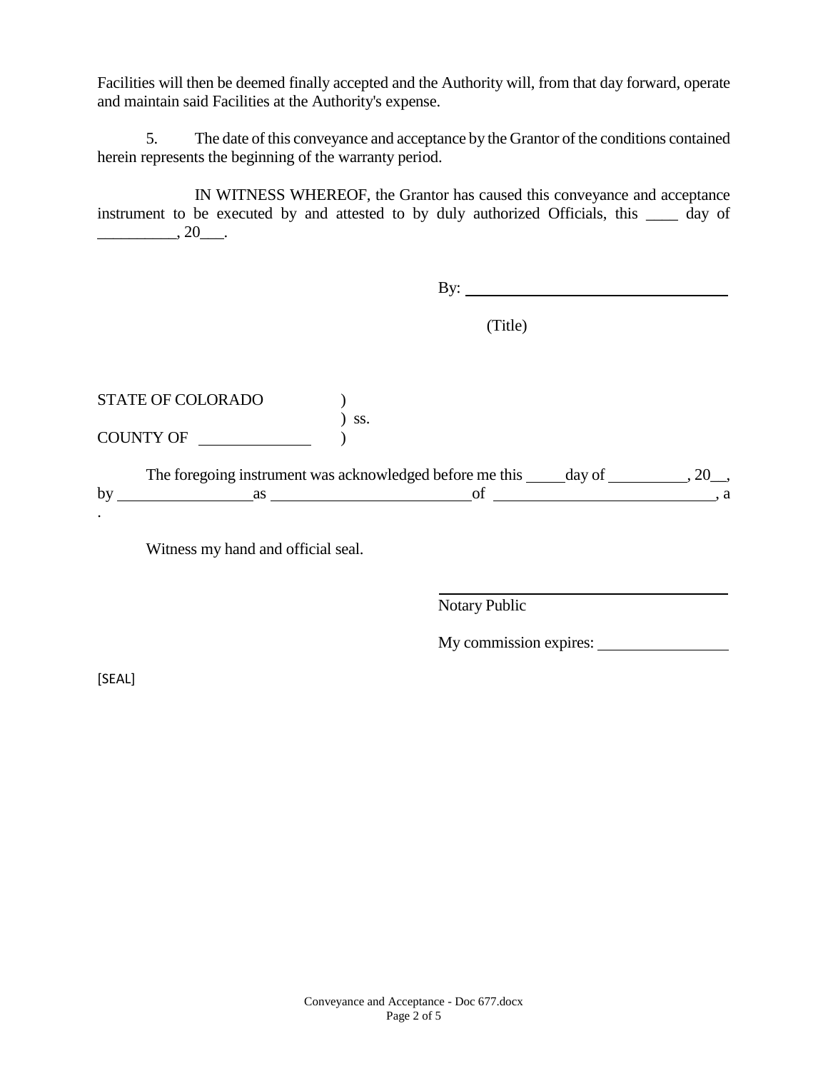Facilities will then be deemed finally accepted and the Authority will, from that day forward, operate and maintain said Facilities at the Authority's expense.

5. The date of this conveyance and acceptance by the Grantor of the conditions contained herein represents the beginning of the warranty period.

IN WITNESS WHEREOF, the Grantor has caused this conveyance and acceptance instrument to be executed by and attested to by duly authorized Officials, this ____ day of __________, 20___.

By: ________________________________

(Title)

STATE OF COLORADO )
) ss.
COUNTY OF ______________ )

The foregoing instrument was acknowledged before me this _____ day of __________, 20__, by _________________ as _________________________ of ____________________________, a .

Witness my hand and official seal.

______________________________________
Notary Public

My commission expires: _________________

[SEAL]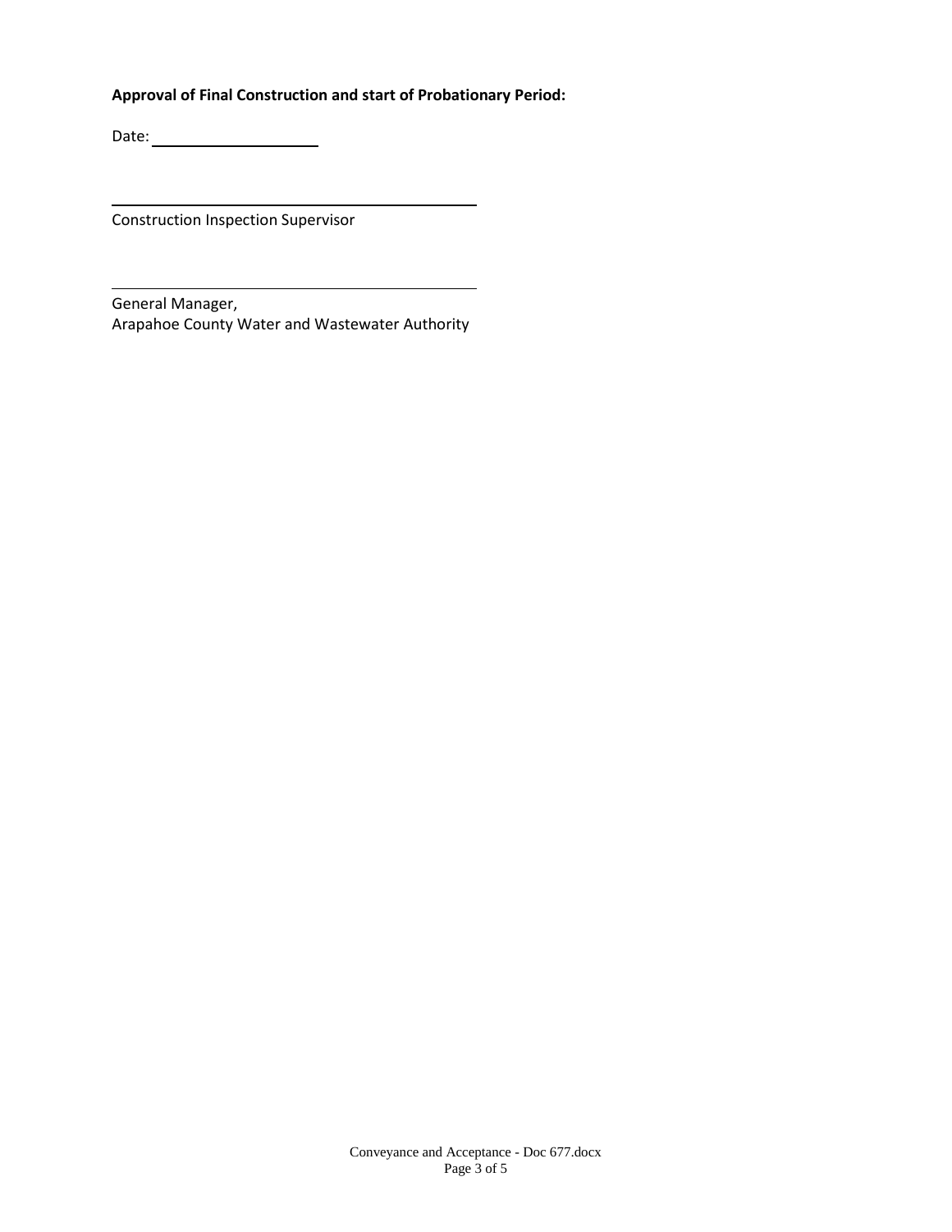**Approval of Final Construction and start of Probationary Period:**

Date: ____________________

_____________________________________________
Construction Inspection Supervisor

_____________________________________________
General Manager,
Arapahoe County Water and Wastewater Authority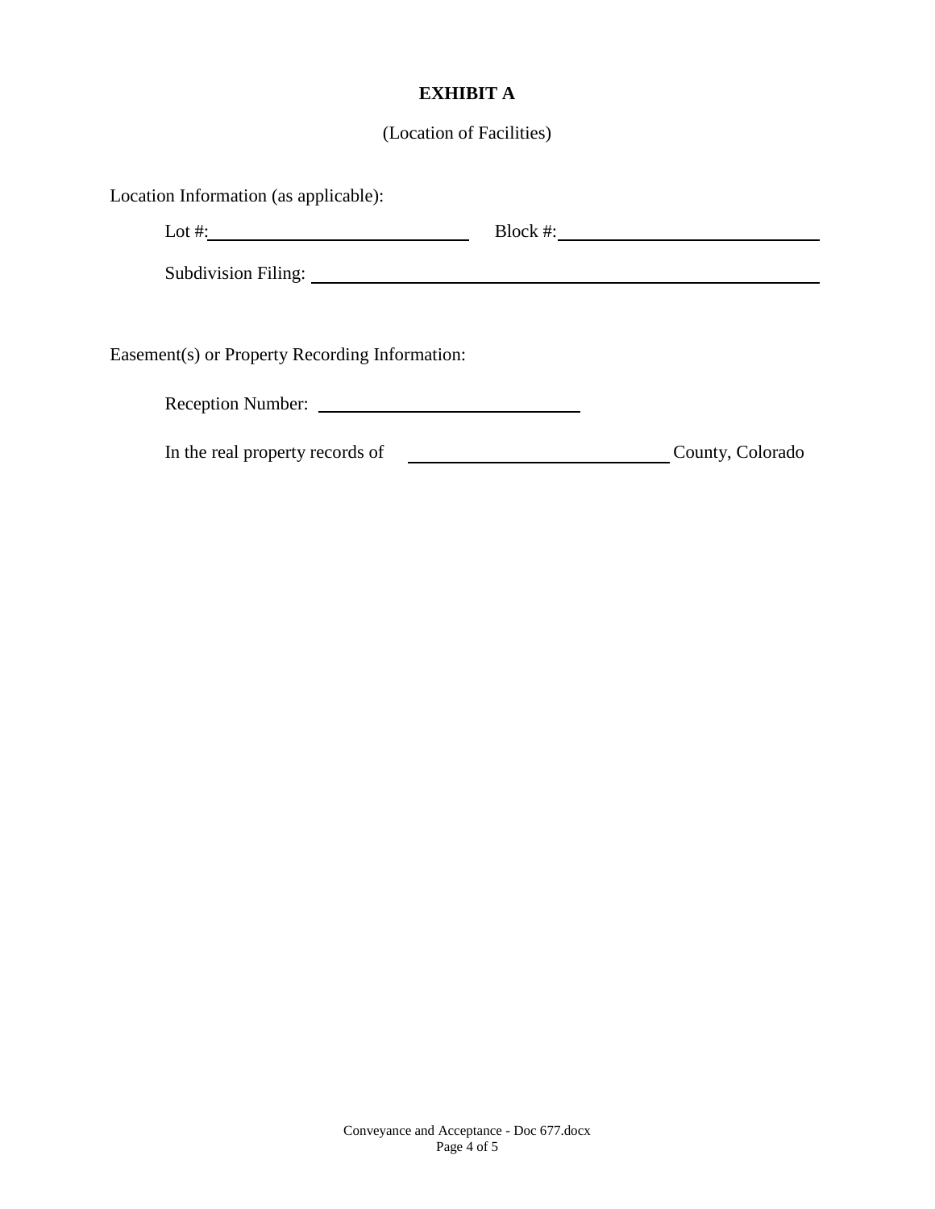# EXHIBIT A

(Location of Facilities)

Location Information (as applicable):

Lot #: ____________________________ Block #: ____________________________

Subdivision Filing: ____________________________________________________

Easement(s) or Property Recording Information:

Reception Number: ____________________________

In the real property records of ____________________________ County, Colorado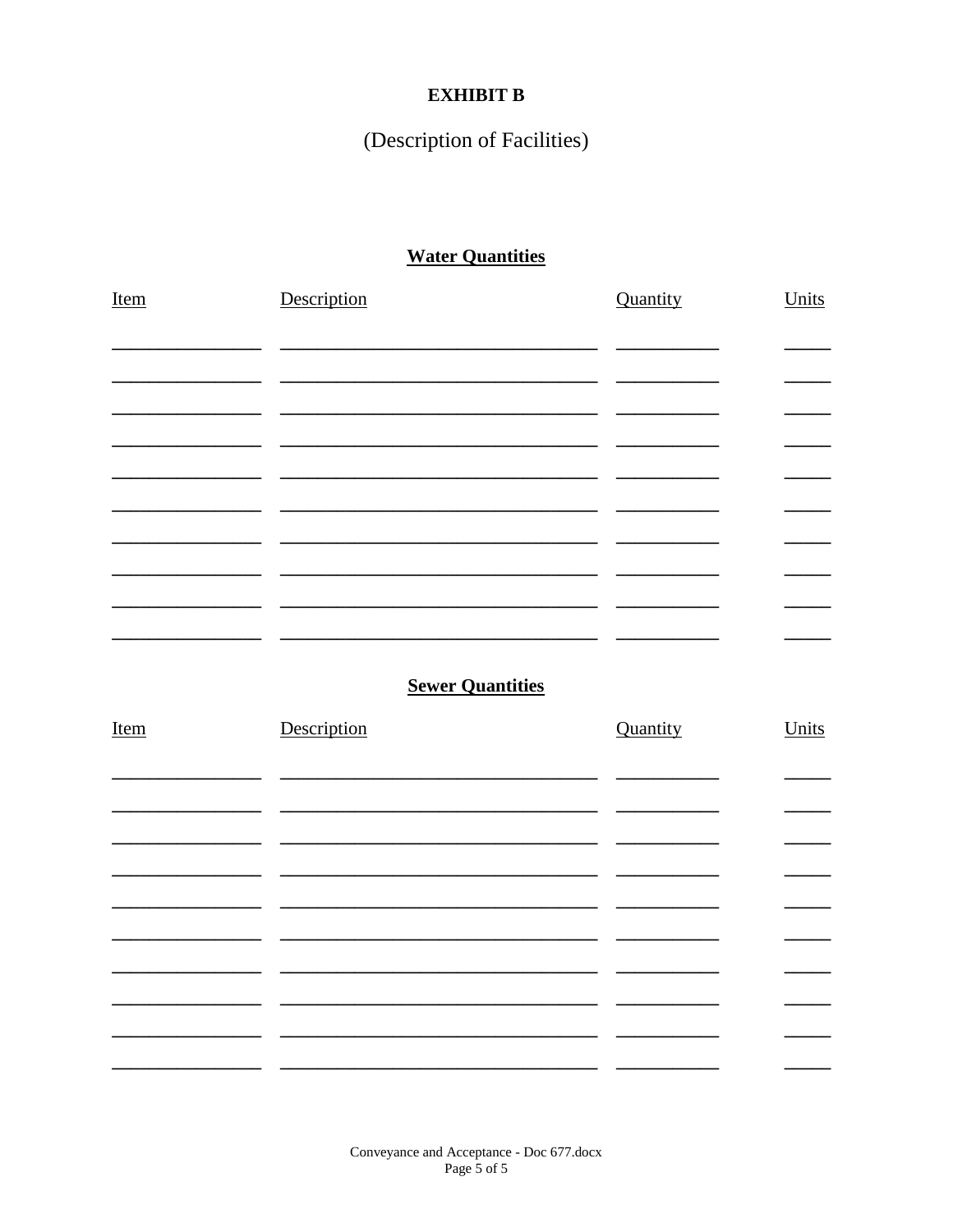# EXHIBIT B

(Description of Facilities)

## Water Quantities

| Item | Description | Quantity | Units |
|---|---|---|---|
| | | | |
| | | | |
| | | | |
| | | | |
| | | | |
| | | | |
| | | | |
| | | | |
| | | | |
| | | | |

## Sewer Quantities

| Item | Description | Quantity | Units |
|---|---|---|---|
| | | | |
| | | | |
| | | | |
| | | | |
| | | | |
| | | | |
| | | | |
| | | | |
| | | | |
| | | | |

Conveyance and Acceptance - Doc 677.docx